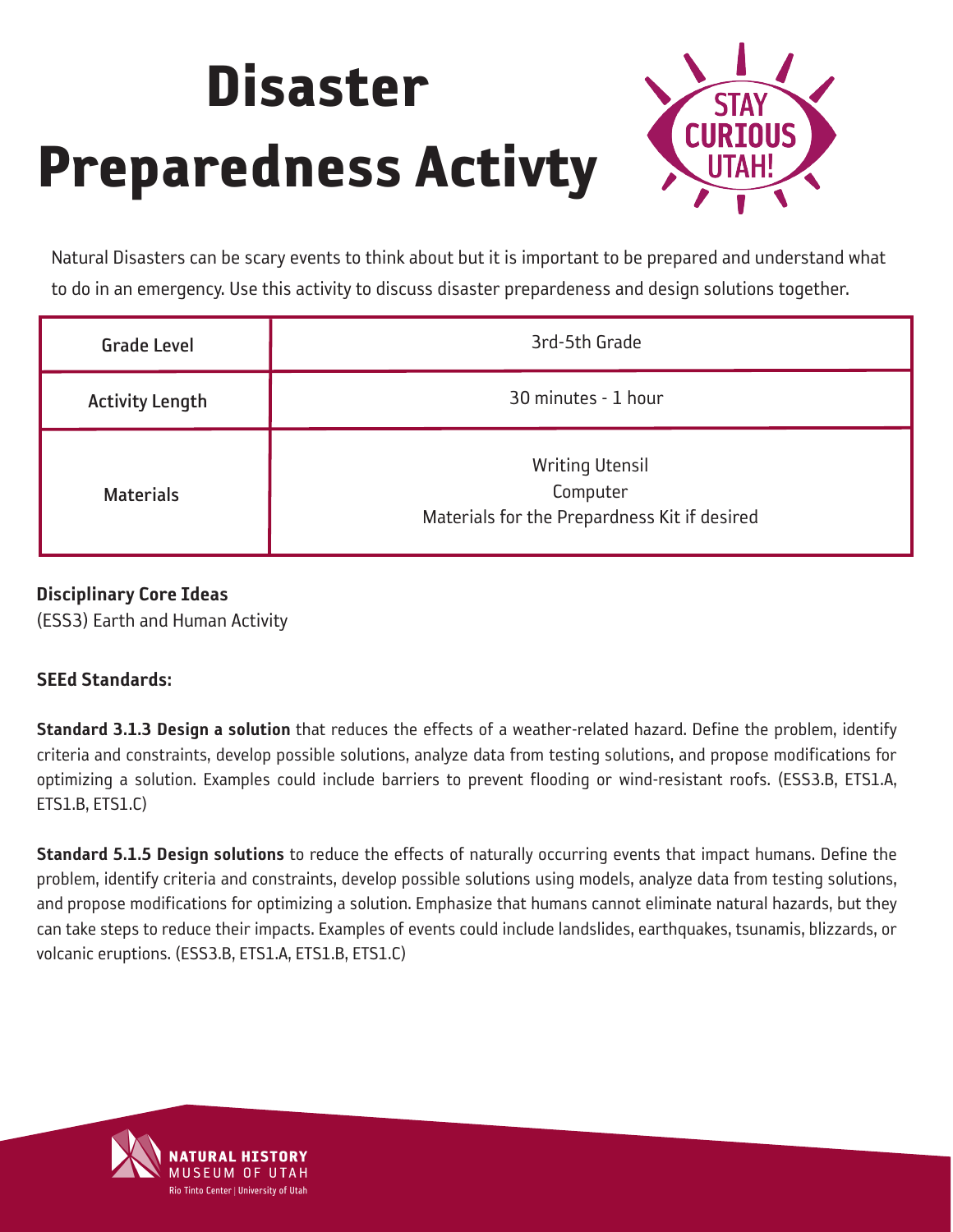# Disaster Preparedness Activty

Natural Disasters can be scary events to think about but it is important to be prepared and understand what to do in an emergency. Use this activity to discuss disaster prepardeness and design solutions together.

| Grade Level | 3rd-5th Grade |
|---|---|
| Activity Length | 30 minutes - 1 hour |
| Materials | Writing Utensil<br>Computer<br>Materials for the Prepardness Kit if desired |

**Disciplinary Core Ideas**

(ESS3) Earth and Human Activity

**SEEd Standards:**

**Standard 3.1.3 Design a solution** that reduces the effects of a weather-related hazard. Define the problem, identify criteria and constraints, develop possible solutions, analyze data from testing solutions, and propose modifications for optimizing a solution. Examples could include barriers to prevent flooding or wind-resistant roofs. (ESS3.B, ETS1.A, ETS1.B, ETS1.C)

**Standard 5.1.5 Design solutions** to reduce the effects of naturally occurring events that impact humans. Define the problem, identify criteria and constraints, develop possible solutions using models, analyze data from testing solutions, and propose modifications for optimizing a solution. Emphasize that humans cannot eliminate natural hazards, but they can take steps to reduce their impacts. Examples of events could include landslides, earthquakes, tsunamis, blizzards, or volcanic eruptions. (ESS3.B, ETS1.A, ETS1.B, ETS1.C)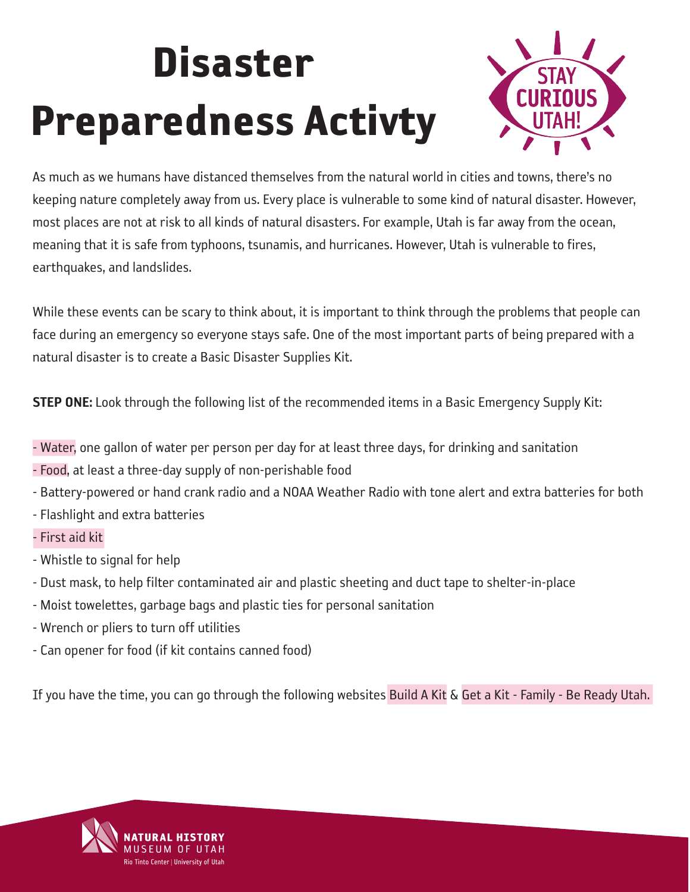# Disaster Preparedness Activty

As much as we humans have distanced themselves from the natural world in cities and towns, there's no keeping nature completely away from us. Every place is vulnerable to some kind of natural disaster. However, most places are not at risk to all kinds of natural disasters. For example, Utah is far away from the ocean, meaning that it is safe from typhoons, tsunamis, and hurricanes. However, Utah is vulnerable to fires, earthquakes, and landslides.

While these events can be scary to think about, it is important to think through the problems that people can face during an emergency so everyone stays safe. One of the most important parts of being prepared with a natural disaster is to create a Basic Disaster Supplies Kit.

**STEP ONE:** Look through the following list of the recommended items in a Basic Emergency Supply Kit:

- Water, one gallon of water per person per day for at least three days, for drinking and sanitation
- Food, at least a three-day supply of non-perishable food
- Battery-powered or hand crank radio and a NOAA Weather Radio with tone alert and extra batteries for both
- Flashlight and extra batteries
- First aid kit
- Whistle to signal for help
- Dust mask, to help filter contaminated air and plastic sheeting and duct tape to shelter-in-place
- Moist towelettes, garbage bags and plastic ties for personal sanitation
- Wrench or pliers to turn off utilities
- Can opener for food (if kit contains canned food)

If you have the time, you can go through the following websites Build A Kit & Get a Kit - Family - Be Ready Utah.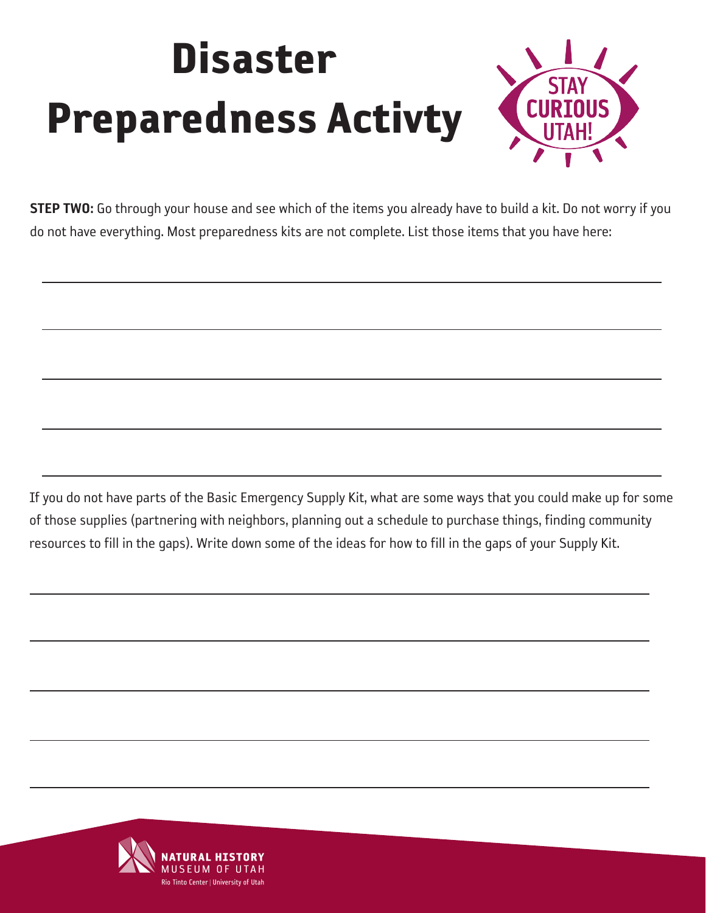# Disaster Preparedness Activty

**STEP TWO:** Go through your house and see which of the items you already have to build a kit. Do not worry if you do not have everything. Most preparedness kits are not complete. List those items that you have here:

If you do not have parts of the Basic Emergency Supply Kit, what are some ways that you could make up for some of those supplies (partnering with neighbors, planning out a schedule to purchase things, finding community resources to fill in the gaps). Write down some of the ideas for how to fill in the gaps of your Supply Kit.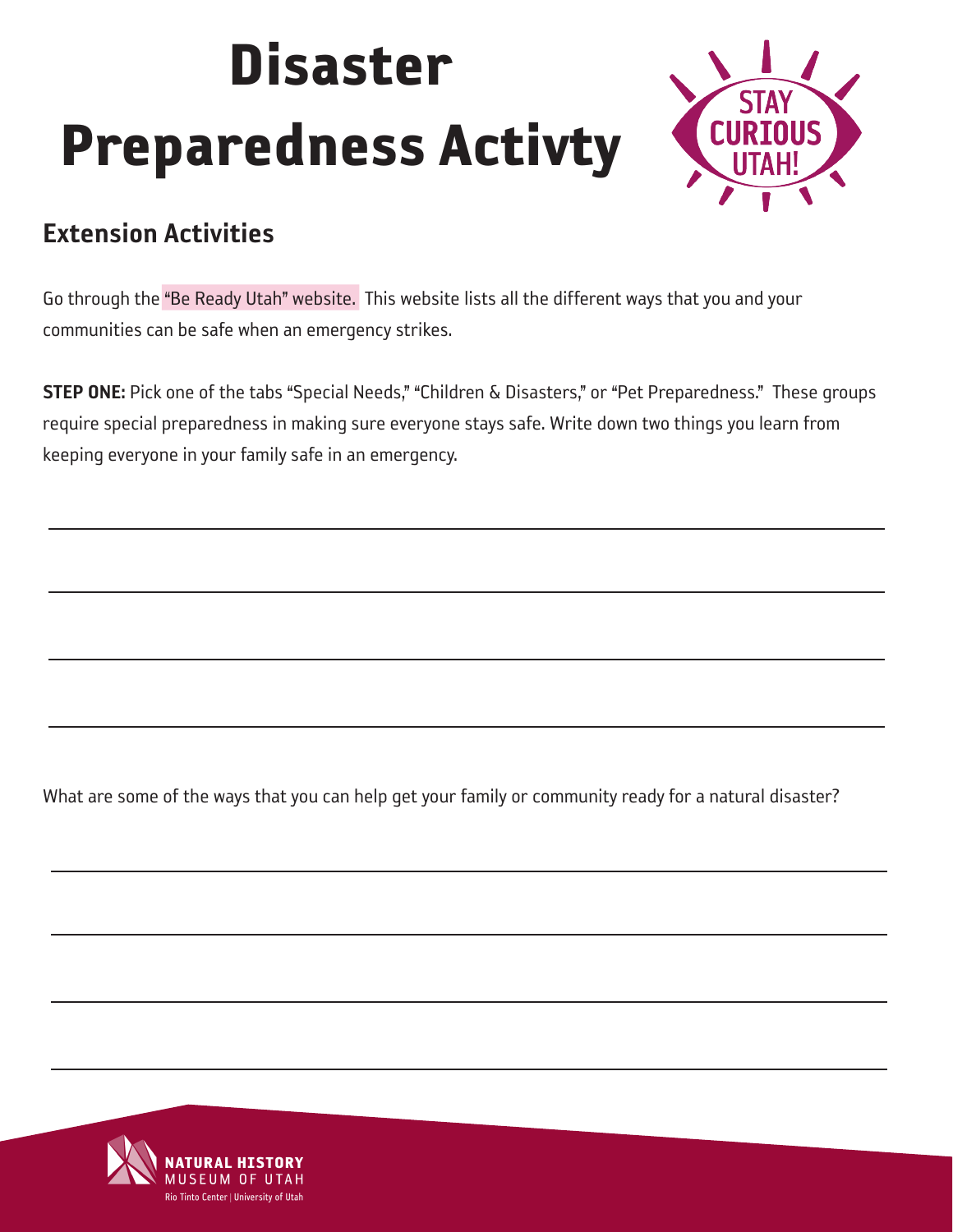# Disaster Preparedness Activty

STAY CURIOUS UTAH!

## Extension Activities

Go through the "Be Ready Utah" website. This website lists all the different ways that you and your communities can be safe when an emergency strikes.

**STEP ONE:** Pick one of the tabs "Special Needs," "Children & Disasters," or "Pet Preparedness." These groups require special preparedness in making sure everyone stays safe. Write down two things you learn from keeping everyone in your family safe in an emergency.

\_\_\_\_\_\_\_\_\_\_\_\_\_\_\_\_\_\_\_\_\_\_\_\_\_\_\_\_\_\_\_\_\_\_\_\_\_\_\_\_\_\_\_\_\_\_\_\_\_\_\_\_\_\_\_\_\_\_\_\_

\_\_\_\_\_\_\_\_\_\_\_\_\_\_\_\_\_\_\_\_\_\_\_\_\_\_\_\_\_\_\_\_\_\_\_\_\_\_\_\_\_\_\_\_\_\_\_\_\_\_\_\_\_\_\_\_\_\_\_\_

\_\_\_\_\_\_\_\_\_\_\_\_\_\_\_\_\_\_\_\_\_\_\_\_\_\_\_\_\_\_\_\_\_\_\_\_\_\_\_\_\_\_\_\_\_\_\_\_\_\_\_\_\_\_\_\_\_\_\_\_

\_\_\_\_\_\_\_\_\_\_\_\_\_\_\_\_\_\_\_\_\_\_\_\_\_\_\_\_\_\_\_\_\_\_\_\_\_\_\_\_\_\_\_\_\_\_\_\_\_\_\_\_\_\_\_\_\_\_\_\_

What are some of the ways that you can help get your family or community ready for a natural disaster?

\_\_\_\_\_\_\_\_\_\_\_\_\_\_\_\_\_\_\_\_\_\_\_\_\_\_\_\_\_\_\_\_\_\_\_\_\_\_\_\_\_\_\_\_\_\_\_\_\_\_\_\_\_\_\_\_\_\_\_\_

\_\_\_\_\_\_\_\_\_\_\_\_\_\_\_\_\_\_\_\_\_\_\_\_\_\_\_\_\_\_\_\_\_\_\_\_\_\_\_\_\_\_\_\_\_\_\_\_\_\_\_\_\_\_\_\_\_\_\_\_

\_\_\_\_\_\_\_\_\_\_\_\_\_\_\_\_\_\_\_\_\_\_\_\_\_\_\_\_\_\_\_\_\_\_\_\_\_\_\_\_\_\_\_\_\_\_\_\_\_\_\_\_\_\_\_\_\_\_\_\_

\_\_\_\_\_\_\_\_\_\_\_\_\_\_\_\_\_\_\_\_\_\_\_\_\_\_\_\_\_\_\_\_\_\_\_\_\_\_\_\_\_\_\_\_\_\_\_\_\_\_\_\_\_\_\_\_\_\_\_\_

NATURAL HISTORY MUSEUM OF UTAH
Rio Tinto Center | University of Utah